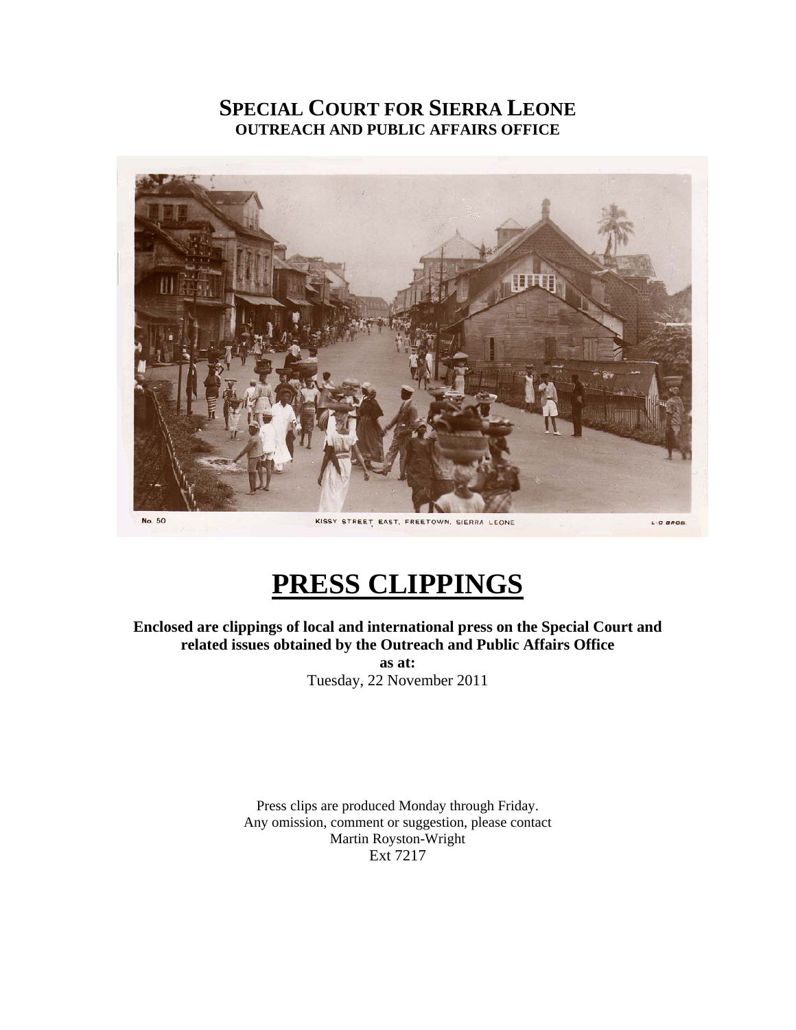# SPECIAL COURT FOR SIERRA LEONE
## OUTREACH AND PUBLIC AFFAIRS OFFICE

No. 50 KISSY STREET EAST, FREETOWN, SIERRA LEONE L-C BROS.

# PRESS CLIPPINGS

**Enclosed are clippings of local and international press on the Special Court and related issues obtained by the Outreach and Public Affairs Office**

**as at:**

Tuesday, 22 November 2011

Press clips are produced Monday through Friday.
Any omission, comment or suggestion, please contact
Martin Royston-Wright
Ext 7217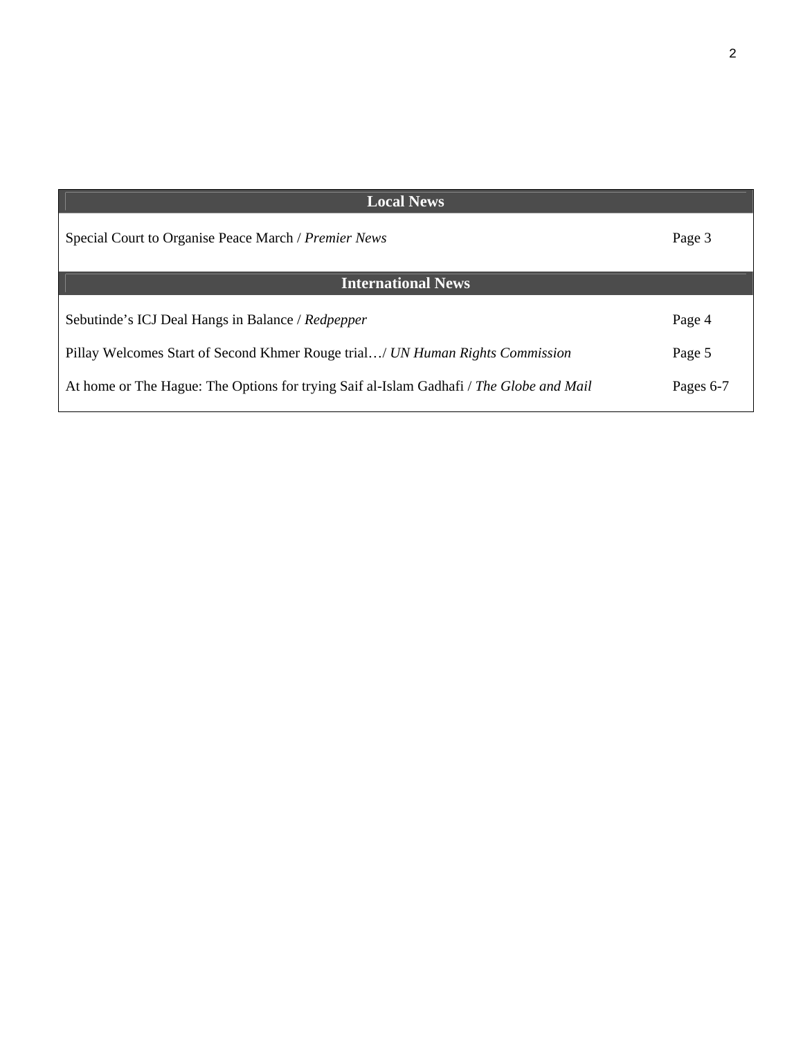## Local News

| | |
|---|---|
| Special Court to Organise Peace March / *Premier News* | Page 3 |

## International News

| | |
|---|---|
| Sebutinde's ICJ Deal Hangs in Balance / *Redpepper* | Page 4 |
| Pillay Welcomes Start of Second Khmer Rouge trial…/ *UN Human Rights Commission* | Page 5 |
| At home or The Hague: The Options for trying Saif al-Islam Gadhafi / *The Globe and Mail* | Pages 6-7 |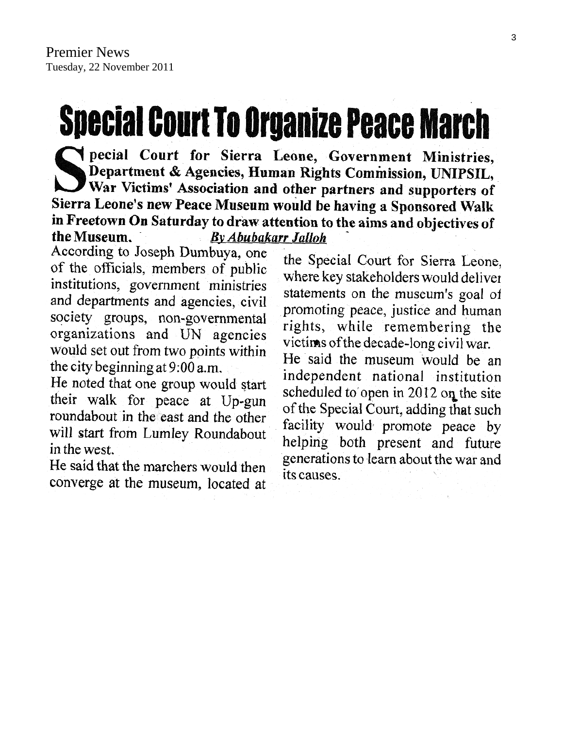Premier News
Tuesday, 22 November 2011

# Special Court To Organize Peace March

**Special Court for Sierra Leone, Government Ministries, Department & Agencies, Human Rights Commission, UNIPSIL, War Victims' Association and other partners and supporters of Sierra Leone's new Peace Museum would be having a Sponsored Walk in Freetown On Saturday to draw attention to the aims and objectives of the Museum.**

***By Abubakarr Jalloh***

According to Joseph Dumbuya, one of the officials, members of public institutions, government ministries and departments and agencies, civil society groups, non-governmental organizations and UN agencies would set out from two points within the city beginning at 9:00 a.m.

He noted that one group would start their walk for peace at Up-gun roundabout in the east and the other will start from Lumley Roundabout in the west.

He said that the marchers would then converge at the museum, located at the Special Court for Sierra Leone, where key stakeholders would deliver statements on the museum's goal of promoting peace, justice and human rights, while remembering the victims of the decade-long civil war.

He said the museum would be an independent national institution scheduled to open in 2012 on the site of the Special Court, adding that such facility would promote peace by helping both present and future generations to learn about the war and its causes.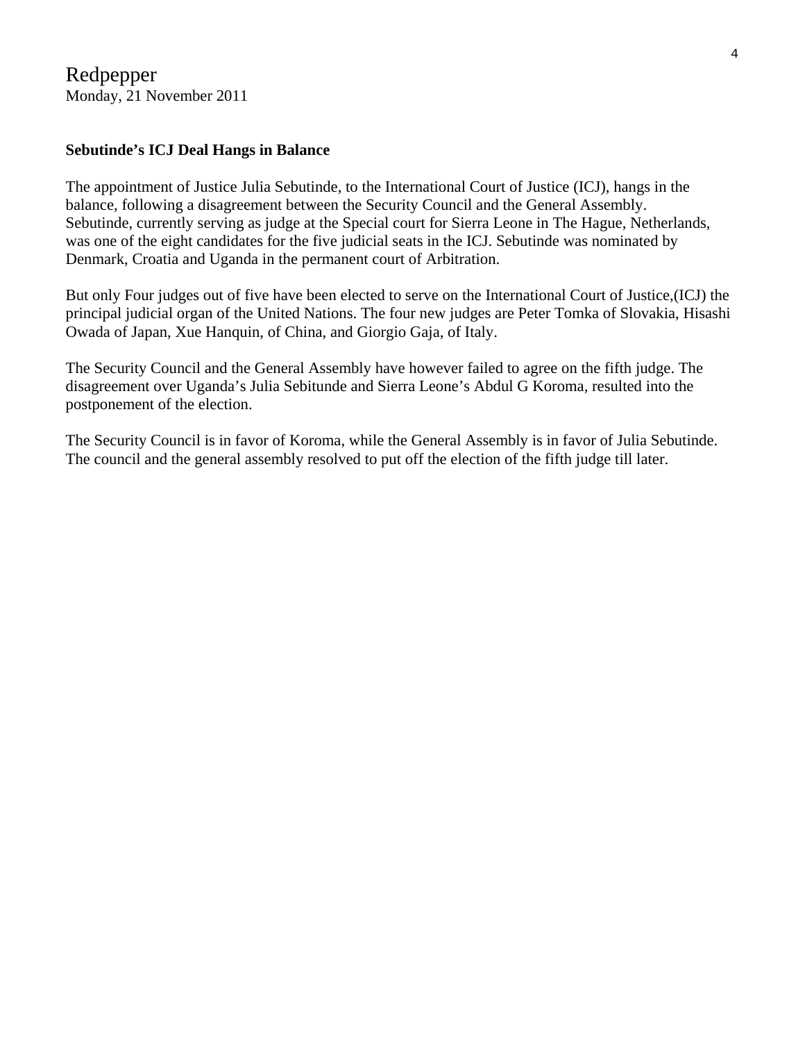Redpepper
Monday, 21 November 2011

**Sebutinde's ICJ Deal Hangs in Balance**

The appointment of Justice Julia Sebutinde, to the International Court of Justice (ICJ), hangs in the balance, following a disagreement between the Security Council and the General Assembly. Sebutinde, currently serving as judge at the Special court for Sierra Leone in The Hague, Netherlands, was one of the eight candidates for the five judicial seats in the ICJ. Sebutinde was nominated by Denmark, Croatia and Uganda in the permanent court of Arbitration.

But only Four judges out of five have been elected to serve on the International Court of Justice,(ICJ) the principal judicial organ of the United Nations. The four new judges are Peter Tomka of Slovakia, Hisashi Owada of Japan, Xue Hanquin, of China, and Giorgio Gaja, of Italy.

The Security Council and the General Assembly have however failed to agree on the fifth judge. The disagreement over Uganda's Julia Sebitunde and Sierra Leone's Abdul G Koroma, resulted into the postponement of the election.

The Security Council is in favor of Koroma, while the General Assembly is in favor of Julia Sebutinde. The council and the general assembly resolved to put off the election of the fifth judge till later.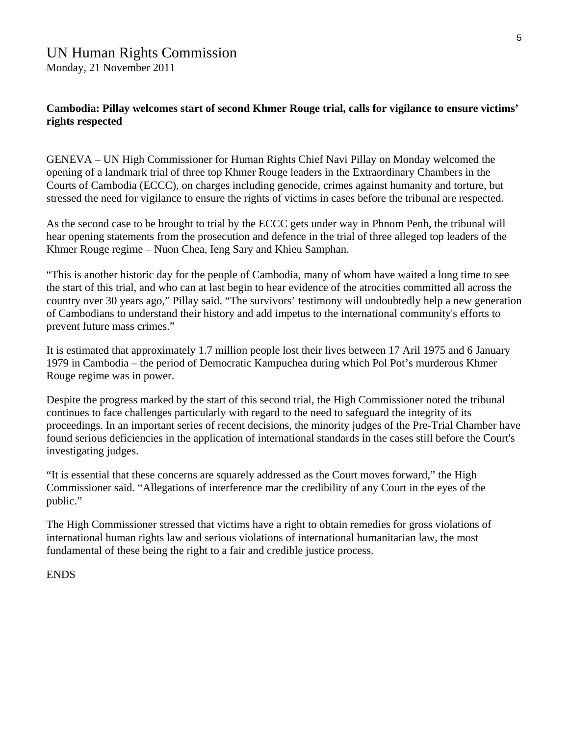# UN Human Rights Commission

Monday, 21 November 2011

**Cambodia: Pillay welcomes start of second Khmer Rouge trial, calls for vigilance to ensure victims' rights respected**

GENEVA – UN High Commissioner for Human Rights Chief Navi Pillay on Monday welcomed the opening of a landmark trial of three top Khmer Rouge leaders in the Extraordinary Chambers in the Courts of Cambodia (ECCC), on charges including genocide, crimes against humanity and torture, but stressed the need for vigilance to ensure the rights of victims in cases before the tribunal are respected.

As the second case to be brought to trial by the ECCC gets under way in Phnom Penh, the tribunal will hear opening statements from the prosecution and defence in the trial of three alleged top leaders of the Khmer Rouge regime – Nuon Chea, Ieng Sary and Khieu Samphan.

"This is another historic day for the people of Cambodia, many of whom have waited a long time to see the start of this trial, and who can at last begin to hear evidence of the atrocities committed all across the country over 30 years ago," Pillay said. "The survivors' testimony will undoubtedly help a new generation of Cambodians to understand their history and add impetus to the international community's efforts to prevent future mass crimes."

It is estimated that approximately 1.7 million people lost their lives between 17 Aril 1975 and 6 January 1979 in Cambodia – the period of Democratic Kampuchea during which Pol Pot's murderous Khmer Rouge regime was in power.

Despite the progress marked by the start of this second trial, the High Commissioner noted the tribunal continues to face challenges particularly with regard to the need to safeguard the integrity of its proceedings. In an important series of recent decisions, the minority judges of the Pre-Trial Chamber have found serious deficiencies in the application of international standards in the cases still before the Court's investigating judges.

"It is essential that these concerns are squarely addressed as the Court moves forward," the High Commissioner said. "Allegations of interference mar the credibility of any Court in the eyes of the public."

The High Commissioner stressed that victims have a right to obtain remedies for gross violations of international human rights law and serious violations of international humanitarian law, the most fundamental of these being the right to a fair and credible justice process.

ENDS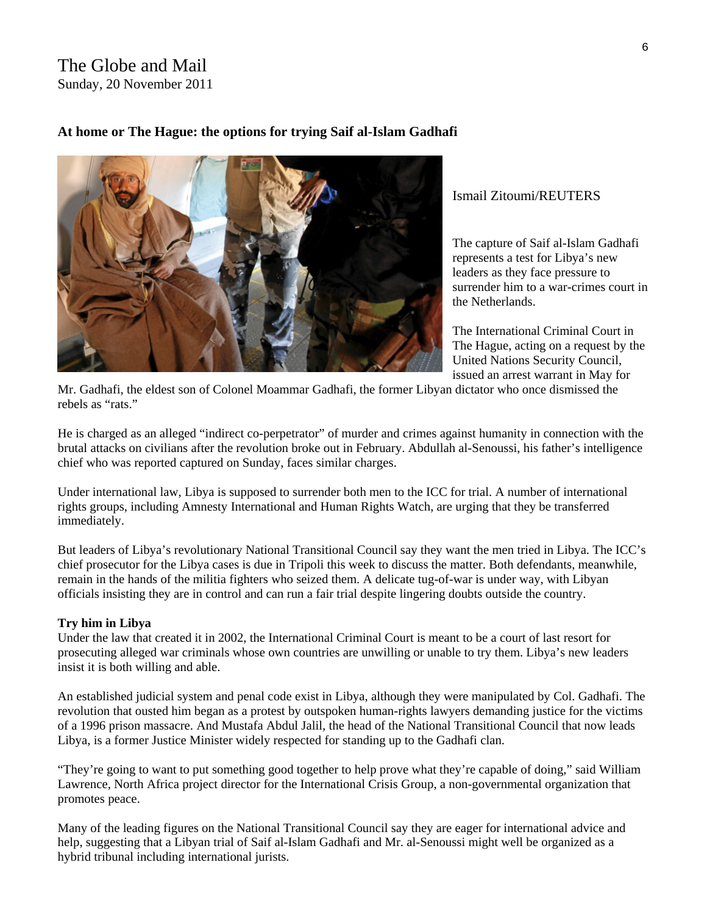The Globe and Mail
Sunday, 20 November 2011

## At home or The Hague: the options for trying Saif al-Islam Gadhafi

Ismail Zitoumi/REUTERS

The capture of Saif al-Islam Gadhafi represents a test for Libya's new leaders as they face pressure to surrender him to a war-crimes court in the Netherlands.

The International Criminal Court in The Hague, acting on a request by the United Nations Security Council, issued an arrest warrant in May for Mr. Gadhafi, the eldest son of Colonel Moammar Gadhafi, the former Libyan dictator who once dismissed the rebels as "rats."

He is charged as an alleged "indirect co-perpetrator" of murder and crimes against humanity in connection with the brutal attacks on civilians after the revolution broke out in February. Abdullah al-Senoussi, his father's intelligence chief who was reported captured on Sunday, faces similar charges.

Under international law, Libya is supposed to surrender both men to the ICC for trial. A number of international rights groups, including Amnesty International and Human Rights Watch, are urging that they be transferred immediately.

But leaders of Libya's revolutionary National Transitional Council say they want the men tried in Libya. The ICC's chief prosecutor for the Libya cases is due in Tripoli this week to discuss the matter. Both defendants, meanwhile, remain in the hands of the militia fighters who seized them. A delicate tug-of-war is under way, with Libyan officials insisting they are in control and can run a fair trial despite lingering doubts outside the country.

**Try him in Libya**

Under the law that created it in 2002, the International Criminal Court is meant to be a court of last resort for prosecuting alleged war criminals whose own countries are unwilling or unable to try them. Libya's new leaders insist it is both willing and able.

An established judicial system and penal code exist in Libya, although they were manipulated by Col. Gadhafi. The revolution that ousted him began as a protest by outspoken human-rights lawyers demanding justice for the victims of a 1996 prison massacre. And Mustafa Abdul Jalil, the head of the National Transitional Council that now leads Libya, is a former Justice Minister widely respected for standing up to the Gadhafi clan.

"They're going to want to put something good together to help prove what they're capable of doing," said William Lawrence, North Africa project director for the International Crisis Group, a non-governmental organization that promotes peace.

Many of the leading figures on the National Transitional Council say they are eager for international advice and help, suggesting that a Libyan trial of Saif al-Islam Gadhafi and Mr. al-Senoussi might well be organized as a hybrid tribunal including international jurists.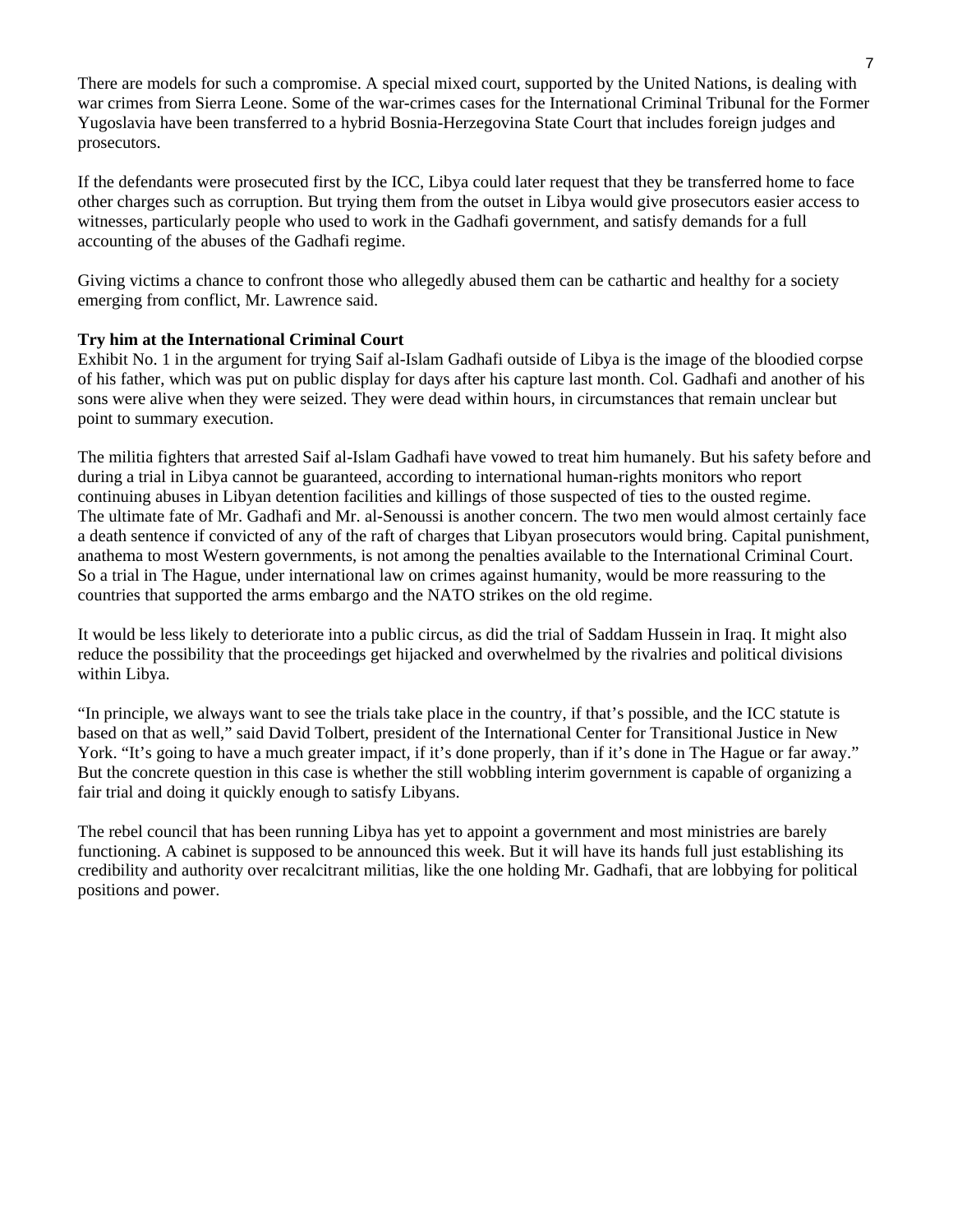There are models for such a compromise. A special mixed court, supported by the United Nations, is dealing with war crimes from Sierra Leone. Some of the war-crimes cases for the International Criminal Tribunal for the Former Yugoslavia have been transferred to a hybrid Bosnia-Herzegovina State Court that includes foreign judges and prosecutors.

If the defendants were prosecuted first by the ICC, Libya could later request that they be transferred home to face other charges such as corruption. But trying them from the outset in Libya would give prosecutors easier access to witnesses, particularly people who used to work in the Gadhafi government, and satisfy demands for a full accounting of the abuses of the Gadhafi regime.

Giving victims a chance to confront those who allegedly abused them can be cathartic and healthy for a society emerging from conflict, Mr. Lawrence said.

**Try him at the International Criminal Court**

Exhibit No. 1 in the argument for trying Saif al-Islam Gadhafi outside of Libya is the image of the bloodied corpse of his father, which was put on public display for days after his capture last month. Col. Gadhafi and another of his sons were alive when they were seized. They were dead within hours, in circumstances that remain unclear but point to summary execution.

The militia fighters that arrested Saif al-Islam Gadhafi have vowed to treat him humanely. But his safety before and during a trial in Libya cannot be guaranteed, according to international human-rights monitors who report continuing abuses in Libyan detention facilities and killings of those suspected of ties to the ousted regime. The ultimate fate of Mr. Gadhafi and Mr. al-Senoussi is another concern. The two men would almost certainly face a death sentence if convicted of any of the raft of charges that Libyan prosecutors would bring. Capital punishment, anathema to most Western governments, is not among the penalties available to the International Criminal Court. So a trial in The Hague, under international law on crimes against humanity, would be more reassuring to the countries that supported the arms embargo and the NATO strikes on the old regime.

It would be less likely to deteriorate into a public circus, as did the trial of Saddam Hussein in Iraq. It might also reduce the possibility that the proceedings get hijacked and overwhelmed by the rivalries and political divisions within Libya.

"In principle, we always want to see the trials take place in the country, if that's possible, and the ICC statute is based on that as well," said David Tolbert, president of the International Center for Transitional Justice in New York. "It's going to have a much greater impact, if it's done properly, than if it's done in The Hague or far away." But the concrete question in this case is whether the still wobbling interim government is capable of organizing a fair trial and doing it quickly enough to satisfy Libyans.

The rebel council that has been running Libya has yet to appoint a government and most ministries are barely functioning. A cabinet is supposed to be announced this week. But it will have its hands full just establishing its credibility and authority over recalcitrant militias, like the one holding Mr. Gadhafi, that are lobbying for political positions and power.